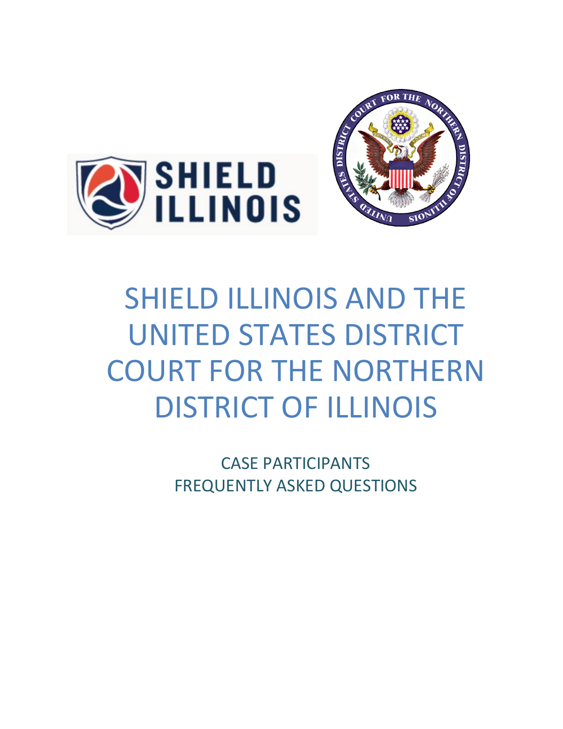# SHIELD ILLINOIS AND THE UNITED STATES DISTRICT COURT FOR THE NORTHERN DISTRICT OF ILLINOIS

CASE PARTICIPANTS
FREQUENTLY ASKED QUESTIONS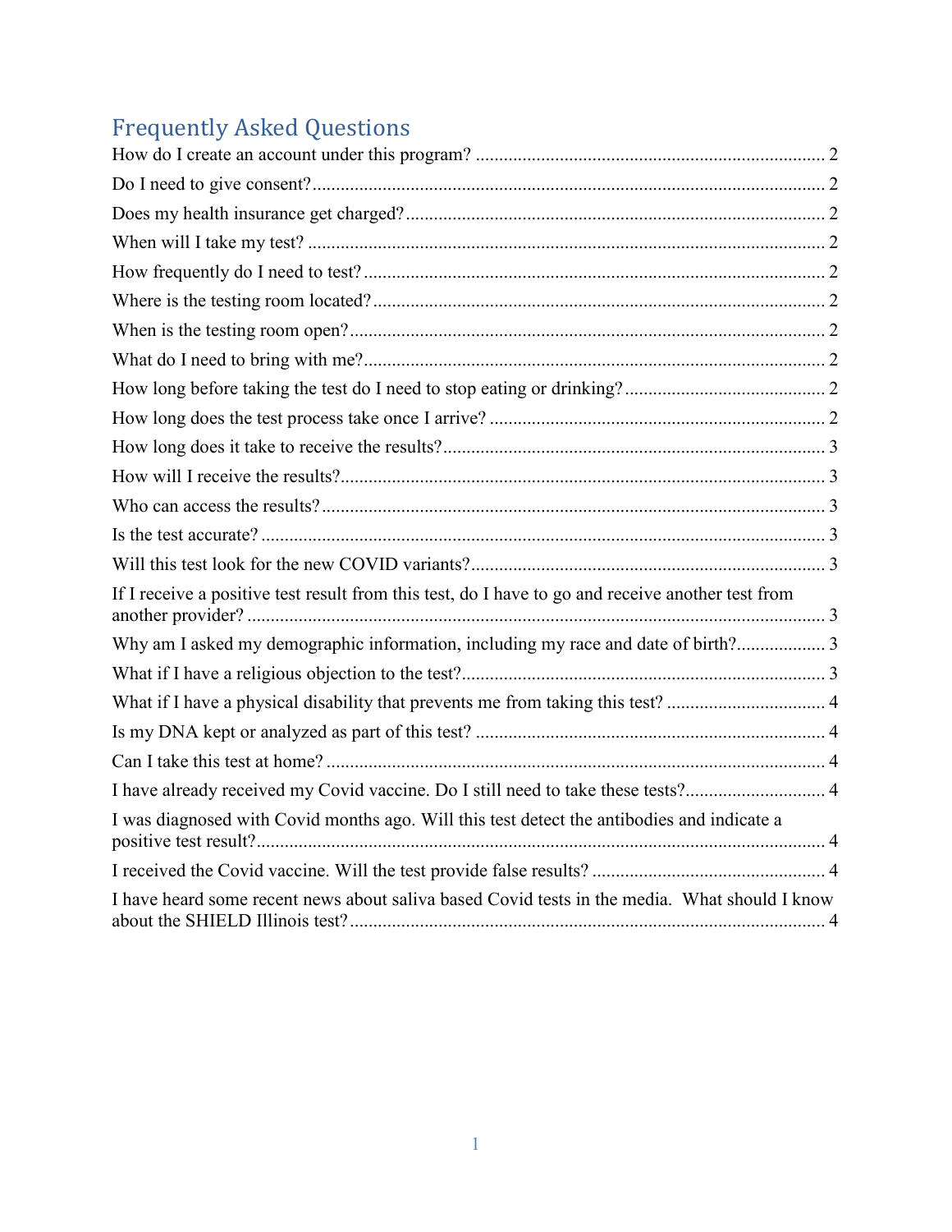# Frequently Asked Questions

How do I create an account under this program? .......... 2

Do I need to give consent? .......... 2

Does my health insurance get charged? .......... 2

When will I take my test? .......... 2

How frequently do I need to test? .......... 2

Where is the testing room located? .......... 2

When is the testing room open? .......... 2

What do I need to bring with me? .......... 2

How long before taking the test do I need to stop eating or drinking? .......... 2

How long does the test process take once I arrive? .......... 2

How long does it take to receive the results? .......... 3

How will I receive the results? .......... 3

Who can access the results? .......... 3

Is the test accurate? .......... 3

Will this test look for the new COVID variants? .......... 3

If I receive a positive test result from this test, do I have to go and receive another test from another provider? .......... 3

Why am I asked my demographic information, including my race and date of birth? .......... 3

What if I have a religious objection to the test? .......... 3

What if I have a physical disability that prevents me from taking this test? .......... 4

Is my DNA kept or analyzed as part of this test? .......... 4

Can I take this test at home? .......... 4

I have already received my Covid vaccine. Do I still need to take these tests? .......... 4

I was diagnosed with Covid months ago. Will this test detect the antibodies and indicate a positive test result? .......... 4

I received the Covid vaccine. Will the test provide false results? .......... 4

I have heard some recent news about saliva based Covid tests in the media. What should I know about the SHIELD Illinois test? .......... 4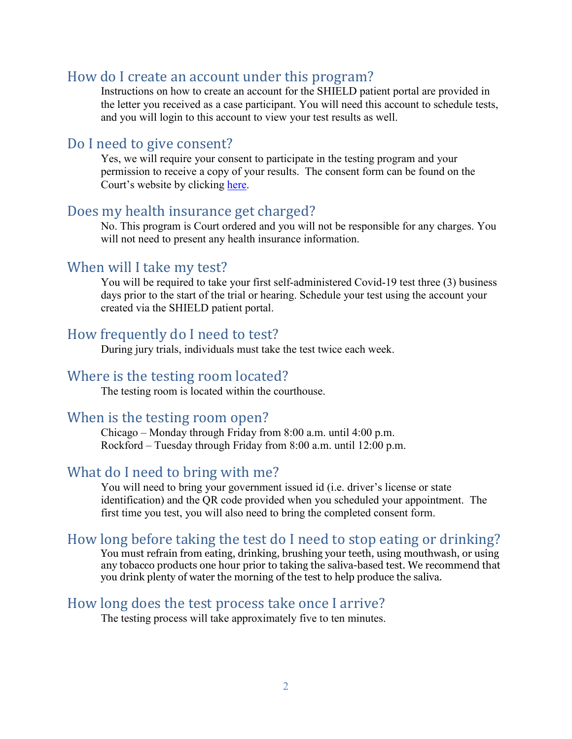## How do I create an account under this program?

Instructions on how to create an account for the SHIELD patient portal are provided in the letter you received as a case participant. You will need this account to schedule tests, and you will login to this account to view your test results as well.

## Do I need to give consent?

Yes, we will require your consent to participate in the testing program and your permission to receive a copy of your results. The consent form can be found on the Court's website by clicking here.

## Does my health insurance get charged?

No. This program is Court ordered and you will not be responsible for any charges. You will not need to present any health insurance information.

## When will I take my test?

You will be required to take your first self-administered Covid-19 test three (3) business days prior to the start of the trial or hearing. Schedule your test using the account your created via the SHIELD patient portal.

## How frequently do I need to test?

During jury trials, individuals must take the test twice each week.

## Where is the testing room located?

The testing room is located within the courthouse.

## When is the testing room open?

Chicago – Monday through Friday from 8:00 a.m. until 4:00 p.m.
Rockford – Tuesday through Friday from 8:00 a.m. until 12:00 p.m.

## What do I need to bring with me?

You will need to bring your government issued id (i.e. driver's license or state identification) and the QR code provided when you scheduled your appointment. The first time you test, you will also need to bring the completed consent form.

## How long before taking the test do I need to stop eating or drinking?

You must refrain from eating, drinking, brushing your teeth, using mouthwash, or using any tobacco products one hour prior to taking the saliva-based test. We recommend that you drink plenty of water the morning of the test to help produce the saliva.

## How long does the test process take once I arrive?

The testing process will take approximately five to ten minutes.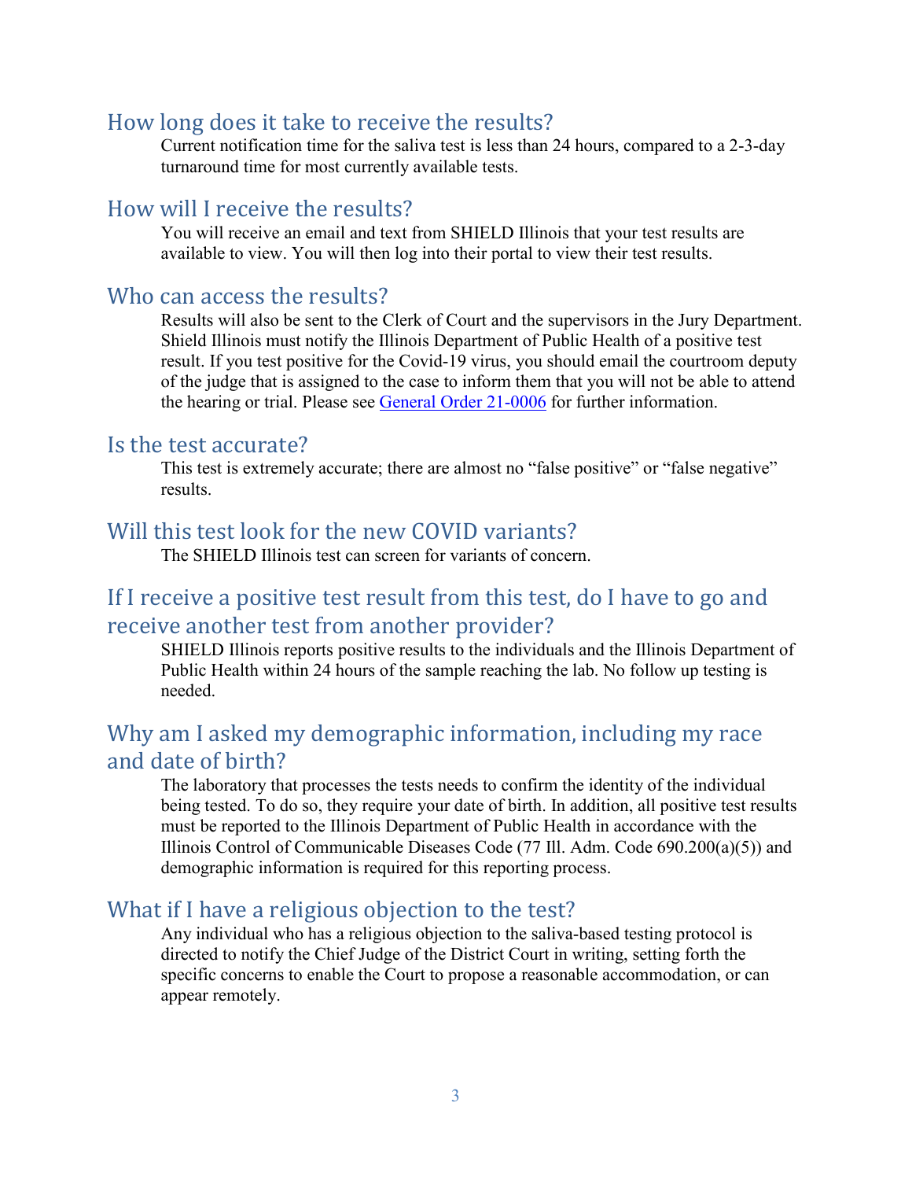## How long does it take to receive the results?

Current notification time for the saliva test is less than 24 hours, compared to a 2-3-day turnaround time for most currently available tests.

## How will I receive the results?

You will receive an email and text from SHIELD Illinois that your test results are available to view. You will then log into their portal to view their test results.

## Who can access the results?

Results will also be sent to the Clerk of Court and the supervisors in the Jury Department. Shield Illinois must notify the Illinois Department of Public Health of a positive test result. If you test positive for the Covid-19 virus, you should email the courtroom deputy of the judge that is assigned to the case to inform them that you will not be able to attend the hearing or trial. Please see General Order 21-0006 for further information.

## Is the test accurate?

This test is extremely accurate; there are almost no "false positive" or "false negative" results.

## Will this test look for the new COVID variants?

The SHIELD Illinois test can screen for variants of concern.

## If I receive a positive test result from this test, do I have to go and receive another test from another provider?

SHIELD Illinois reports positive results to the individuals and the Illinois Department of Public Health within 24 hours of the sample reaching the lab. No follow up testing is needed.

## Why am I asked my demographic information, including my race and date of birth?

The laboratory that processes the tests needs to confirm the identity of the individual being tested. To do so, they require your date of birth. In addition, all positive test results must be reported to the Illinois Department of Public Health in accordance with the Illinois Control of Communicable Diseases Code (77 Ill. Adm. Code 690.200(a)(5)) and demographic information is required for this reporting process.

## What if I have a religious objection to the test?

Any individual who has a religious objection to the saliva-based testing protocol is directed to notify the Chief Judge of the District Court in writing, setting forth the specific concerns to enable the Court to propose a reasonable accommodation, or can appear remotely.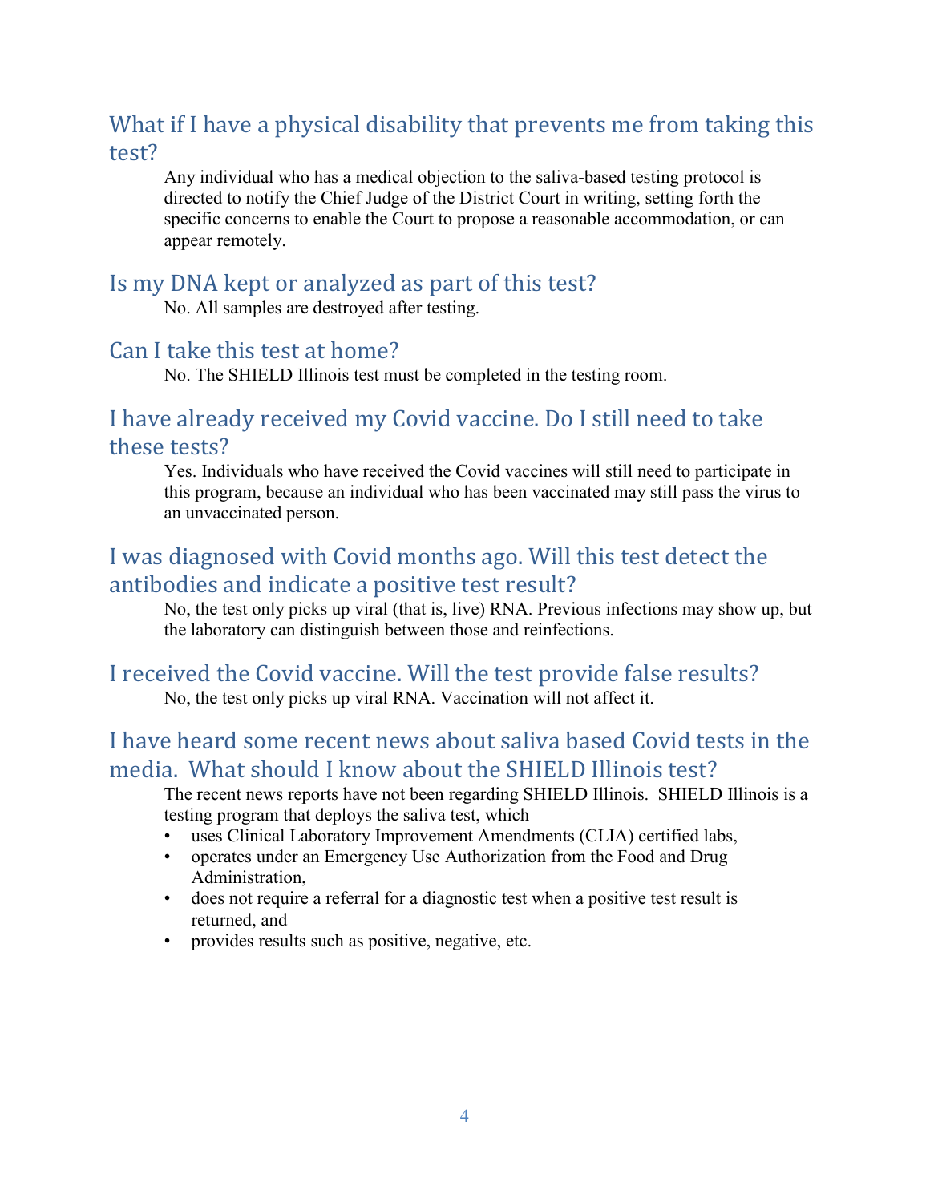## What if I have a physical disability that prevents me from taking this test?

Any individual who has a medical objection to the saliva-based testing protocol is directed to notify the Chief Judge of the District Court in writing, setting forth the specific concerns to enable the Court to propose a reasonable accommodation, or can appear remotely.

## Is my DNA kept or analyzed as part of this test?

No. All samples are destroyed after testing.

## Can I take this test at home?

No. The SHIELD Illinois test must be completed in the testing room.

## I have already received my Covid vaccine. Do I still need to take these tests?

Yes. Individuals who have received the Covid vaccines will still need to participate in this program, because an individual who has been vaccinated may still pass the virus to an unvaccinated person.

## I was diagnosed with Covid months ago. Will this test detect the antibodies and indicate a positive test result?

No, the test only picks up viral (that is, live) RNA. Previous infections may show up, but the laboratory can distinguish between those and reinfections.

## I received the Covid vaccine. Will the test provide false results?

No, the test only picks up viral RNA. Vaccination will not affect it.

## I have heard some recent news about saliva based Covid tests in the media. What should I know about the SHIELD Illinois test?

The recent news reports have not been regarding SHIELD Illinois. SHIELD Illinois is a testing program that deploys the saliva test, which

- uses Clinical Laboratory Improvement Amendments (CLIA) certified labs,
- operates under an Emergency Use Authorization from the Food and Drug Administration,
- does not require a referral for a diagnostic test when a positive test result is returned, and
- provides results such as positive, negative, etc.